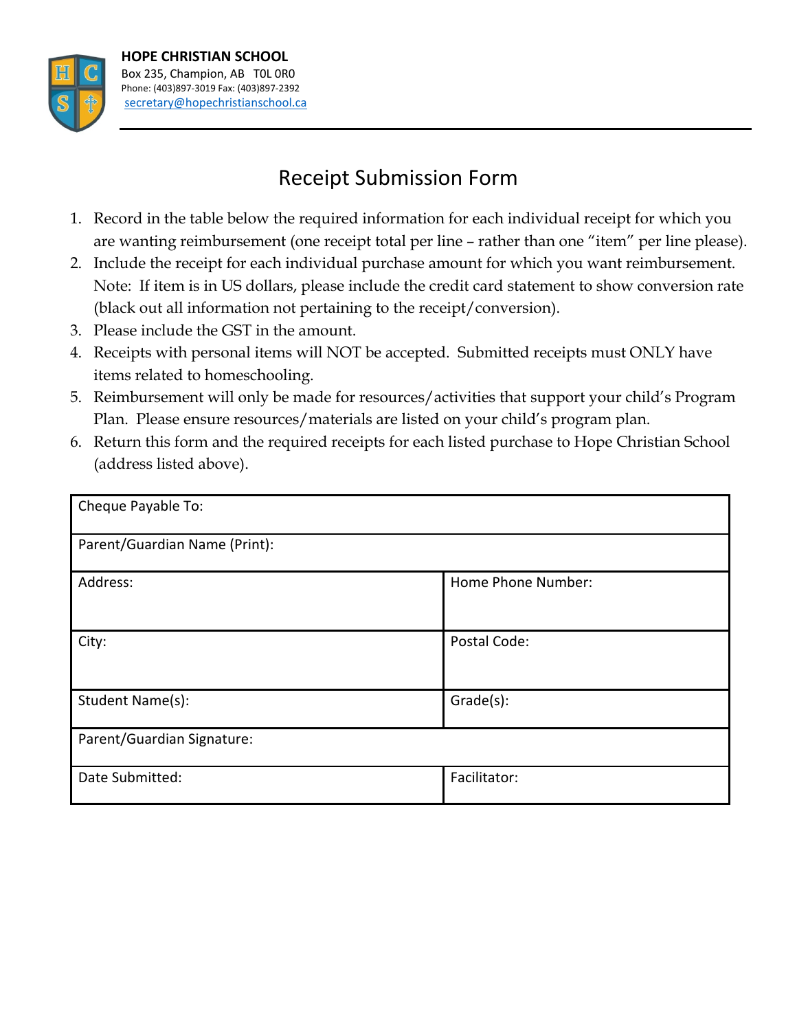**HOPE CHRISTIAN SCHOOL**
Box 235, Champion, AB T0L 0R0
Phone: (403)897-3019 Fax: (403)897-2392
secretary@hopechristianschool.ca

# Receipt Submission Form

1. Record in the table below the required information for each individual receipt for which you are wanting reimbursement (one receipt total per line – rather than one "item" per line please).
2. Include the receipt for each individual purchase amount for which you want reimbursement. Note: If item is in US dollars, please include the credit card statement to show conversion rate (black out all information not pertaining to the receipt/conversion).
3. Please include the GST in the amount.
4. Receipts with personal items will NOT be accepted. Submitted receipts must ONLY have items related to homeschooling.
5. Reimbursement will only be made for resources/activities that support your child's Program Plan. Please ensure resources/materials are listed on your child's program plan.
6. Return this form and the required receipts for each listed purchase to Hope Christian School (address listed above).

| Cheque Payable To: | |
|---|---|
| Parent/Guardian Name (Print): | |
| Address: | Home Phone Number: |
| City: | Postal Code: |
| Student Name(s): | Grade(s): |
| Parent/Guardian Signature: | |
| Date Submitted: | Facilitator: |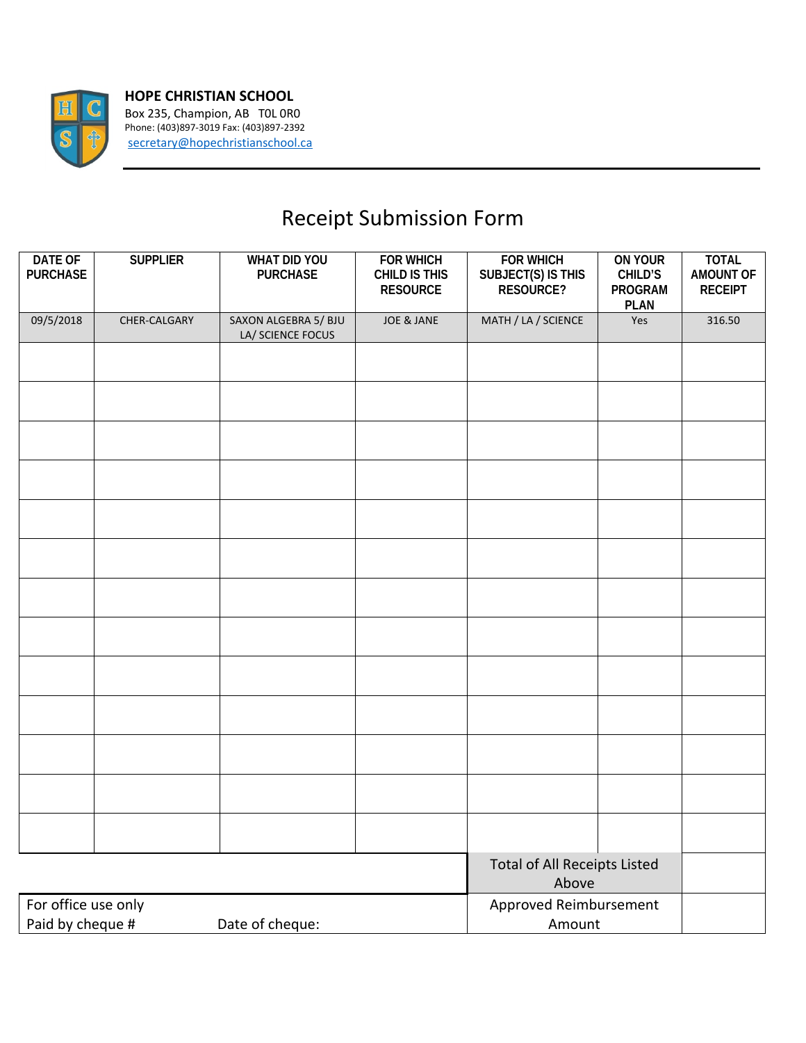**HOPE CHRISTIAN SCHOOL**
Box 235, Champion, AB T0L 0R0
Phone: (403)897-3019 Fax: (403)897-2392
secretary@hopechristianschool.ca

# Receipt Submission Form

| DATE OF PURCHASE | SUPPLIER | WHAT DID YOU PURCHASE | FOR WHICH CHILD IS THIS RESOURCE | FOR WHICH SUBJECT(S) IS THIS RESOURCE? | ON YOUR CHILD'S PROGRAM PLAN | TOTAL AMOUNT OF RECEIPT |
|---|---|---|---|---|---|---|
| 09/5/2018 | CHER-CALGARY | SAXON ALGEBRA 5/ BJU LA/ SCIENCE FOCUS | JOE & JANE | MATH / LA / SCIENCE | Yes | 316.50 |
| | | | | | | |
| | | | | | | |
| | | | | | | |
| | | | | | | |
| | | | | | | |
| | | | | | | |
| | | | | | | |
| | | | | | | |
| | | | | | | |
| | | | | | | |
| | | | | | | |
| | | | | | | |
| | | | | | | |

| | | |
|---|---|---|
| | Total of All Receipts Listed Above | |
| For office use only<br>Paid by cheque # Date of cheque: | Approved Reimbursement Amount | |